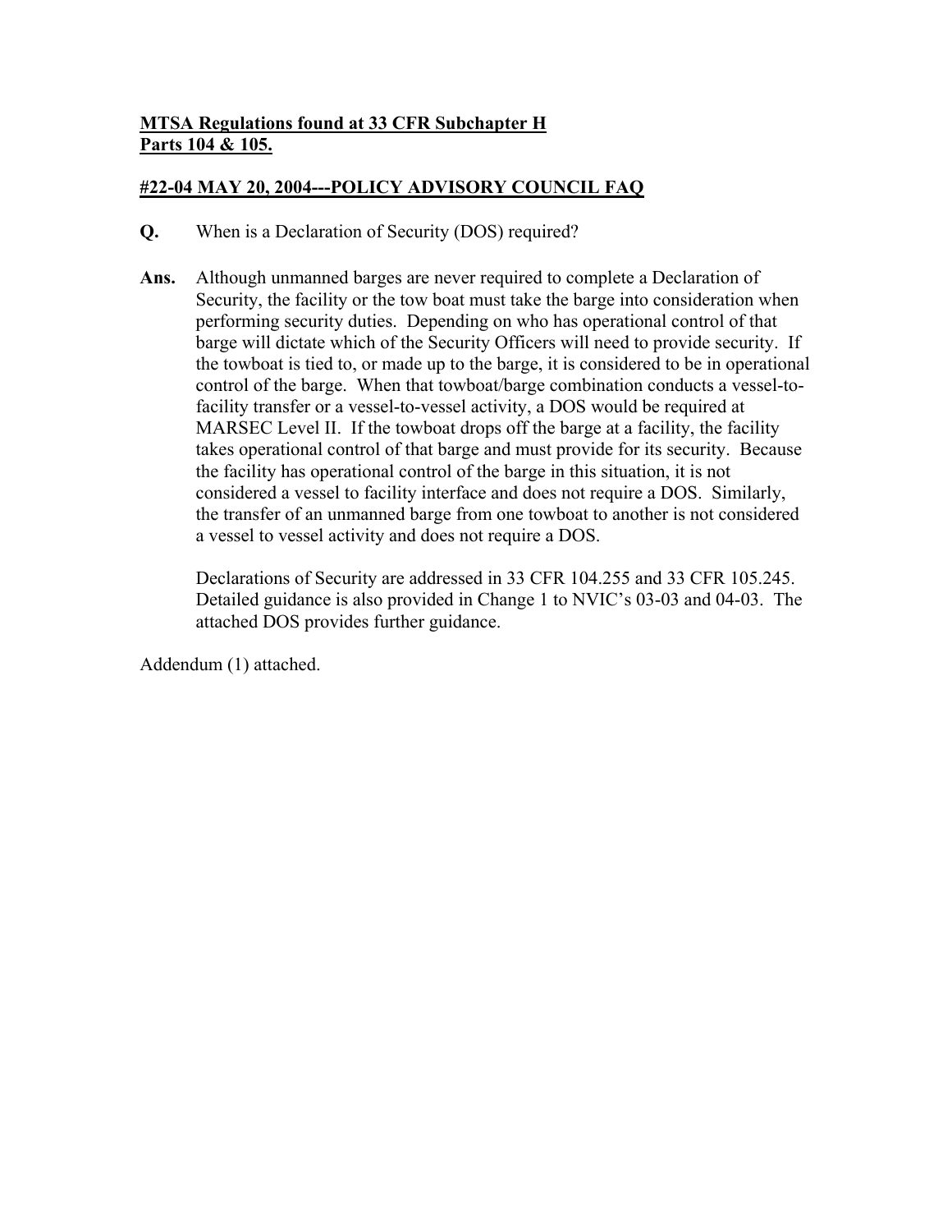**<u>MTSA Regulations found at 33 CFR Subchapter H</u>**
**<u>Parts 104 & 105.</u>**

**<u>#22-04 MAY 20, 2004---POLICY ADVISORY COUNCIL FAQ</u>**

**Q.** When is a Declaration of Security (DOS) required?

**Ans.** Although unmanned barges are never required to complete a Declaration of Security, the facility or the tow boat must take the barge into consideration when performing security duties. Depending on who has operational control of that barge will dictate which of the Security Officers will need to provide security. If the towboat is tied to, or made up to the barge, it is considered to be in operational control of the barge. When that towboat/barge combination conducts a vessel-to-facility transfer or a vessel-to-vessel activity, a DOS would be required at MARSEC Level II. If the towboat drops off the barge at a facility, the facility takes operational control of that barge and must provide for its security. Because the facility has operational control of the barge in this situation, it is not considered a vessel to facility interface and does not require a DOS. Similarly, the transfer of an unmanned barge from one towboat to another is not considered a vessel to vessel activity and does not require a DOS.

Declarations of Security are addressed in 33 CFR 104.255 and 33 CFR 105.245. Detailed guidance is also provided in Change 1 to NVIC's 03-03 and 04-03. The attached DOS provides further guidance.

Addendum (1) attached.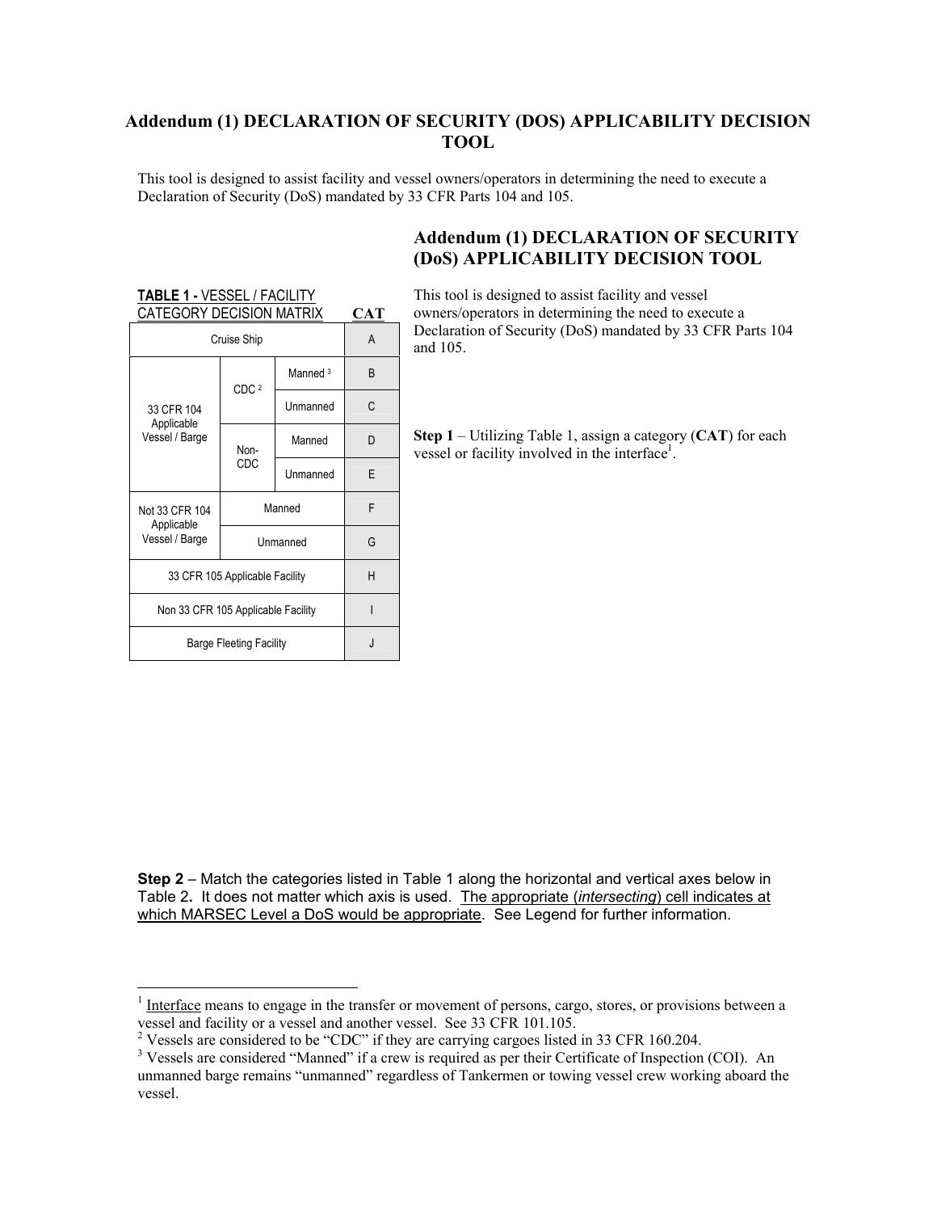## Addendum (1) DECLARATION OF SECURITY (DOS) APPLICABILITY DECISION TOOL

This tool is designed to assist facility and vessel owners/operators in determining the need to execute a Declaration of Security (DoS) mandated by 33 CFR Parts 104 and 105.

## Addendum (1) DECLARATION OF SECURITY (DoS) APPLICABILITY DECISION TOOL

This tool is designed to assist facility and vessel owners/operators in determining the need to execute a Declaration of Security (DoS) mandated by 33 CFR Parts 104 and 105.

**Step 1** – Utilizing Table 1, assign a category (**CAT**) for each vessel or facility involved in the interface[1].

**TABLE 1 -** VESSEL / FACILITY CATEGORY DECISION MATRIX

| | | | **CAT** |
|---|---|---|---|
| Cruise Ship | | | A |
| 33 CFR 104 Applicable Vessel / Barge | CDC [2] | Manned [3] | B |
| | | Unmanned | C |
| | Non-CDC | Manned | D |
| | | Unmanned | E |
| Not 33 CFR 104 Applicable Vessel / Barge | Manned | | F |
| | Unmanned | | G |
| 33 CFR 105 Applicable Facility | | | H |
| Non 33 CFR 105 Applicable Facility | | | I |
| Barge Fleeting Facility | | | J |

**Step 2** – Match the categories listed in Table 1 along the horizontal and vertical axes below in Table 2**.** It does not matter which axis is used. The appropriate (*intersecting*) cell indicates at which MARSEC Level a DoS would be appropriate. See Legend for further information.

---

[1] Interface means to engage in the transfer or movement of persons, cargo, stores, or provisions between a vessel and facility or a vessel and another vessel. See 33 CFR 101.105.

[2] Vessels are considered to be "CDC" if they are carrying cargoes listed in 33 CFR 160.204.

[3] Vessels are considered "Manned" if a crew is required as per their Certificate of Inspection (COI). An unmanned barge remains "unmanned" regardless of Tankermen or towing vessel crew working aboard the vessel.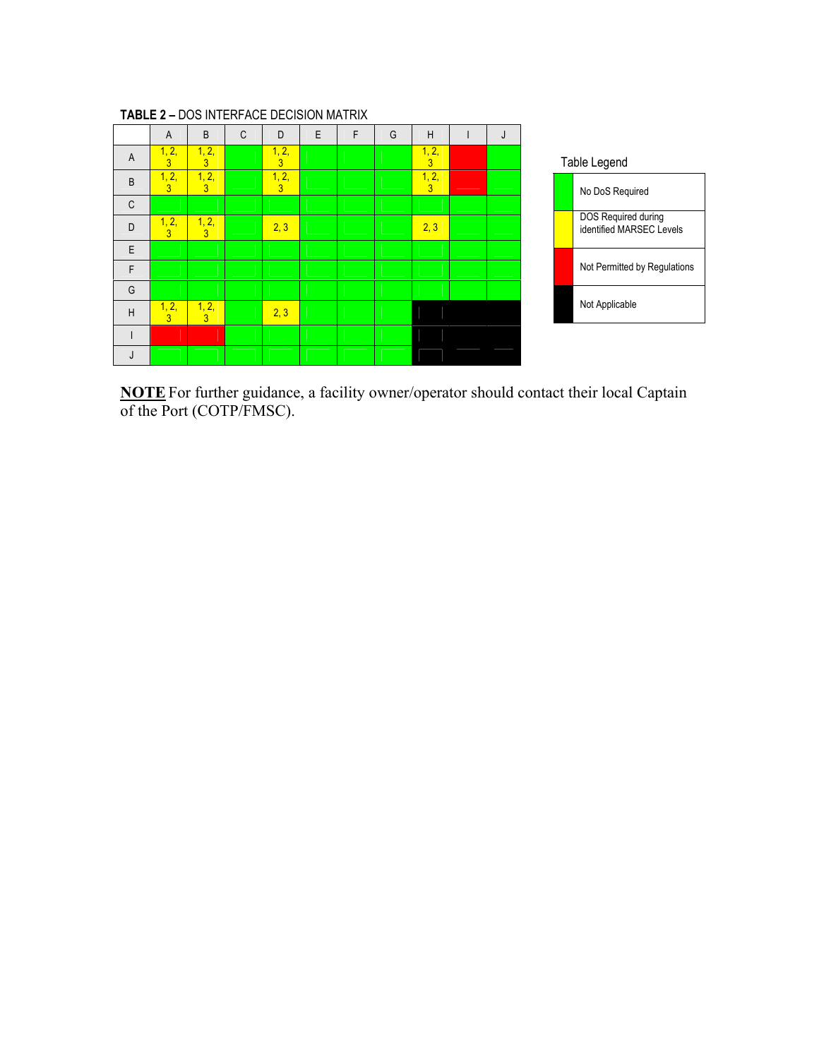**TABLE 2 –** DOS INTERFACE DECISION MATRIX

| | A | B | C | D | E | F | G | H | I | J |
|---|---|---|---|---|---|---|---|---|---|---|
| A | 1, 2, 3 | 1, 2, 3 | | 1, 2, 3 | | | | 1, 2, 3 | | |
| B | 1, 2, 3 | 1, 2, 3 | | 1, 2, 3 | | | | 1, 2, 3 | | |
| C | | | | | | | | | | |
| D | 1, 2, 3 | 1, 2, 3 | | 2, 3 | | | | 2, 3 | | |
| E | | | | | | | | | | |
| F | | | | | | | | | | |
| G | | | | | | | | | | |
| H | 1, 2, 3 | 1, 2, 3 | | 2, 3 | | | | | | |
| I | | | | | | | | | | |
| J | | | | | | | | | | |

Table Legend

| | |
|---|---|
| | No DoS Required |
| | DOS Required during identified MARSEC Levels |
| | Not Permitted by Regulations |
| | Not Applicable |

**NOTE** For further guidance, a facility owner/operator should contact their local Captain of the Port (COTP/FMSC).